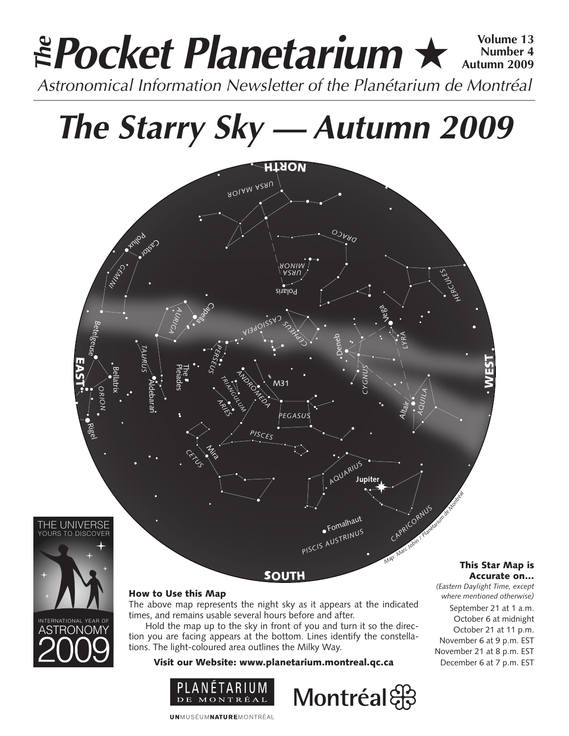# *The* Pocket Planetarium ★

**Volume 13 Number 4 Autumn 2009**

*Astronomical Information Newsletter of the Planétarium de Montréal*

# *The Starry Sky — Autumn 2009*

### How to Use this Map

The above map represents the night sky as it appears at the indicated times, and remains usable several hours before and after.

Hold the map up to the sky in front of you and turn it so the direction you are facing appears at the bottom. Lines identify the constellations. The light-coloured area outlines the Milky Way.

**Visit our Website: www.planetarium.montreal.qc.ca**

### This Star Map is Accurate on...

*(Eastern Daylight Time, except where mentioned otherwise)*

September 21 at 1 a.m.
October 6 at midnight
October 21 at 11 p.m.
November 6 at 9 p.m. EST
November 21 at 8 p.m. EST
December 6 at 7 p.m. EST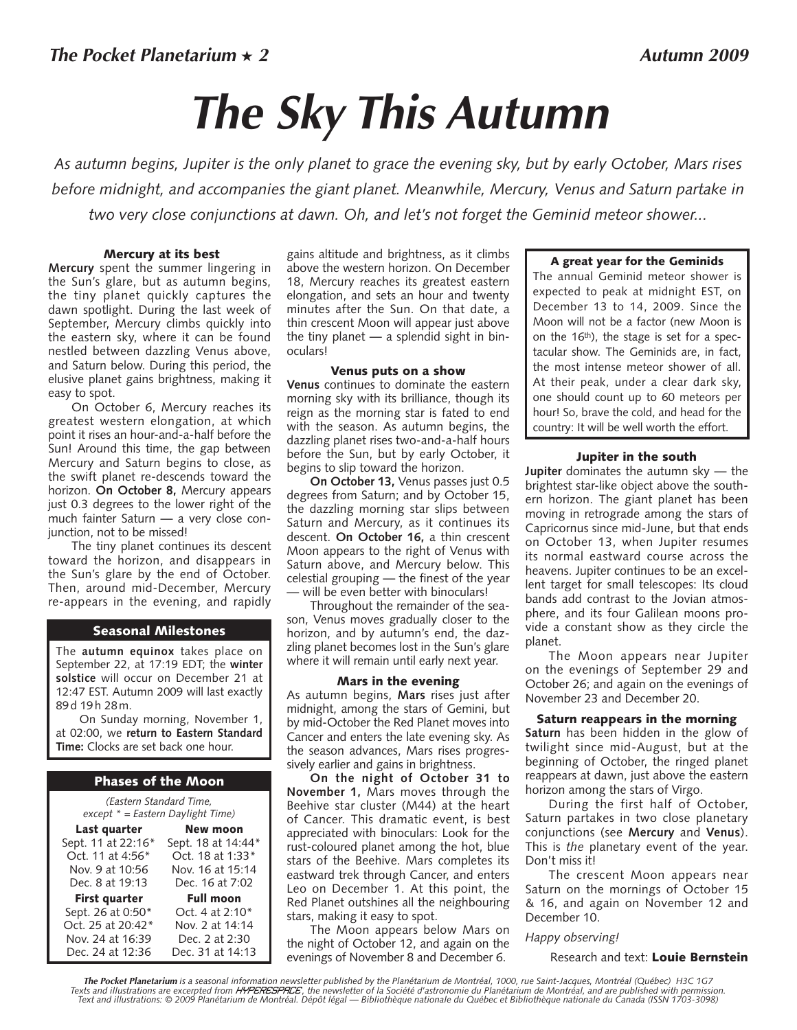# The Sky This Autumn

*As autumn begins, Jupiter is the only planet to grace the evening sky, but by early October, Mars rises before midnight, and accompanies the giant planet. Meanwhile, Mercury, Venus and Saturn partake in two very close conjunctions at dawn. Oh, and let's not forget the Geminid meteor shower...*

### Mercury at its best

**Mercury** spent the summer lingering in the Sun's glare, but as autumn begins, the tiny planet quickly captures the dawn spotlight. During the last week of September, Mercury climbs quickly into the eastern sky, where it can be found nestled between dazzling Venus above, and Saturn below. During this period, the elusive planet gains brightness, making it easy to spot.

On October 6, Mercury reaches its greatest western elongation, at which point it rises an hour-and-a-half before the Sun! Around this time, the gap between Mercury and Saturn begins to close, as the swift planet re-descends toward the horizon. **On October 8,** Mercury appears just 0.3 degrees to the lower right of the much fainter Saturn — a very close conjunction, not to be missed!

The tiny planet continues its descent toward the horizon, and disappears in the Sun's glare by the end of October. Then, around mid-December, Mercury re-appears in the evening, and rapidly gains altitude and brightness, as it climbs above the western horizon. On December 18, Mercury reaches its greatest eastern elongation, and sets an hour and twenty minutes after the Sun. On that date, a thin crescent Moon will appear just above the tiny planet — a splendid sight in binoculars!

### Seasonal Milestones

The **autumn equinox** takes place on September 22, at 17:19 EDT; the **winter solstice** will occur on December 21 at 12:47 EST. Autumn 2009 will last exactly 89d 19h 28m.

On Sunday morning, November 1, at 02:00, we **return to Eastern Standard Time:** Clocks are set back one hour.

### Phases of the Moon

*(Eastern Standard Time, except * = Eastern Daylight Time)*

| Last quarter | New moon |
|---|---|
| Sept. 11 at 22:16* | Sept. 18 at 14:44* |
| Oct. 11 at 4:56* | Oct. 18 at 1:33* |
| Nov. 9 at 10:56 | Nov. 16 at 15:14 |
| Dec. 8 at 19:13 | Dec. 16 at 7:02 |
| **First quarter** | **Full moon** |
| Sept. 26 at 0:50* | Oct. 4 at 2:10* |
| Oct. 25 at 20:42* | Nov. 2 at 14:14 |
| Nov. 24 at 16:39 | Dec. 2 at 2:30 |
| Dec. 24 at 12:36 | Dec. 31 at 14:13 |

### Venus puts on a show

**Venus** continues to dominate the eastern morning sky with its brilliance, though its reign as the morning star is fated to end with the season. As autumn begins, the dazzling planet rises two-and-a-half hours before the Sun, but by early October, it begins to slip toward the horizon.

**On October 13,** Venus passes just 0.5 degrees from Saturn; and by October 15, the dazzling morning star slips between Saturn and Mercury, as it continues its descent. **On October 16,** a thin crescent Moon appears to the right of Venus with Saturn above, and Mercury below. This celestial grouping — the finest of the year — will be even better with binoculars!

Throughout the remainder of the season, Venus moves gradually closer to the horizon, and by autumn's end, the dazzling planet becomes lost in the Sun's glare where it will remain until early next year.

### Mars in the evening

As autumn begins, **Mars** rises just after midnight, among the stars of Gemini, but by mid-October the Red Planet moves into Cancer and enters the late evening sky. As the season advances, Mars rises progressively earlier and gains in brightness.

**On the night of October 31 to November 1,** Mars moves through the Beehive star cluster (M44) at the heart of Cancer. This dramatic event, is best appreciated with binoculars: Look for the rust-coloured planet among the hot, blue stars of the Beehive. Mars completes its eastward trek through Cancer, and enters Leo on December 1. At this point, the Red Planet outshines all the neighbouring stars, making it easy to spot.

The Moon appears below Mars on the night of October 12, and again on the evenings of November 8 and December 6.

### A great year for the Geminids

The annual Geminid meteor shower is expected to peak at midnight EST, on December 13 to 14, 2009. Since the Moon will not be a factor (new Moon is on the 16th), the stage is set for a spectacular show. The Geminids are, in fact, the most intense meteor shower of all. At their peak, under a clear dark sky, one should count up to 60 meteors per hour! So, brave the cold, and head for the country: It will be well worth the effort.

### Jupiter in the south

**Jupiter** dominates the autumn sky — the brightest star-like object above the southern horizon. The giant planet has been moving in retrograde among the stars of Capricornus since mid-June, but that ends on October 13, when Jupiter resumes its normal eastward course across the heavens. Jupiter continues to be an excellent target for small telescopes: Its cloud bands add contrast to the Jovian atmosphere, and its four Galilean moons provide a constant show as they circle the planet.

The Moon appears near Jupiter on the evenings of September 29 and October 26; and again on the evenings of November 23 and December 20.

### Saturn reappears in the morning

**Saturn** has been hidden in the glow of twilight since mid-August, but at the beginning of October, the ringed planet reappears at dawn, just above the eastern horizon among the stars of Virgo.

During the first half of October, Saturn partakes in two close planetary conjunctions (see **Mercury** and **Venus**). This is *the* planetary event of the year. Don't miss it!

The crescent Moon appears near Saturn on the mornings of October 15 & 16, and again on November 12 and December 10.

*Happy observing!*

Research and text: **Louie Bernstein**

*The Pocket Planetarium is a seasonal information newsletter published by the Planétarium de Montréal, 1000, rue Saint-Jacques, Montréal (Québec) H3C 1G7
Texts and illustrations are excerpted from HYPERESPACE, the newsletter of la Société d'astronomie du Planétarium de Montréal, and are published with permission.
Text and illustrations: © 2009 Planétarium de Montréal. Dépôt légal — Bibliothèque nationale du Québec et Bibliothèque nationale du Canada (ISSN 1703-3098)*